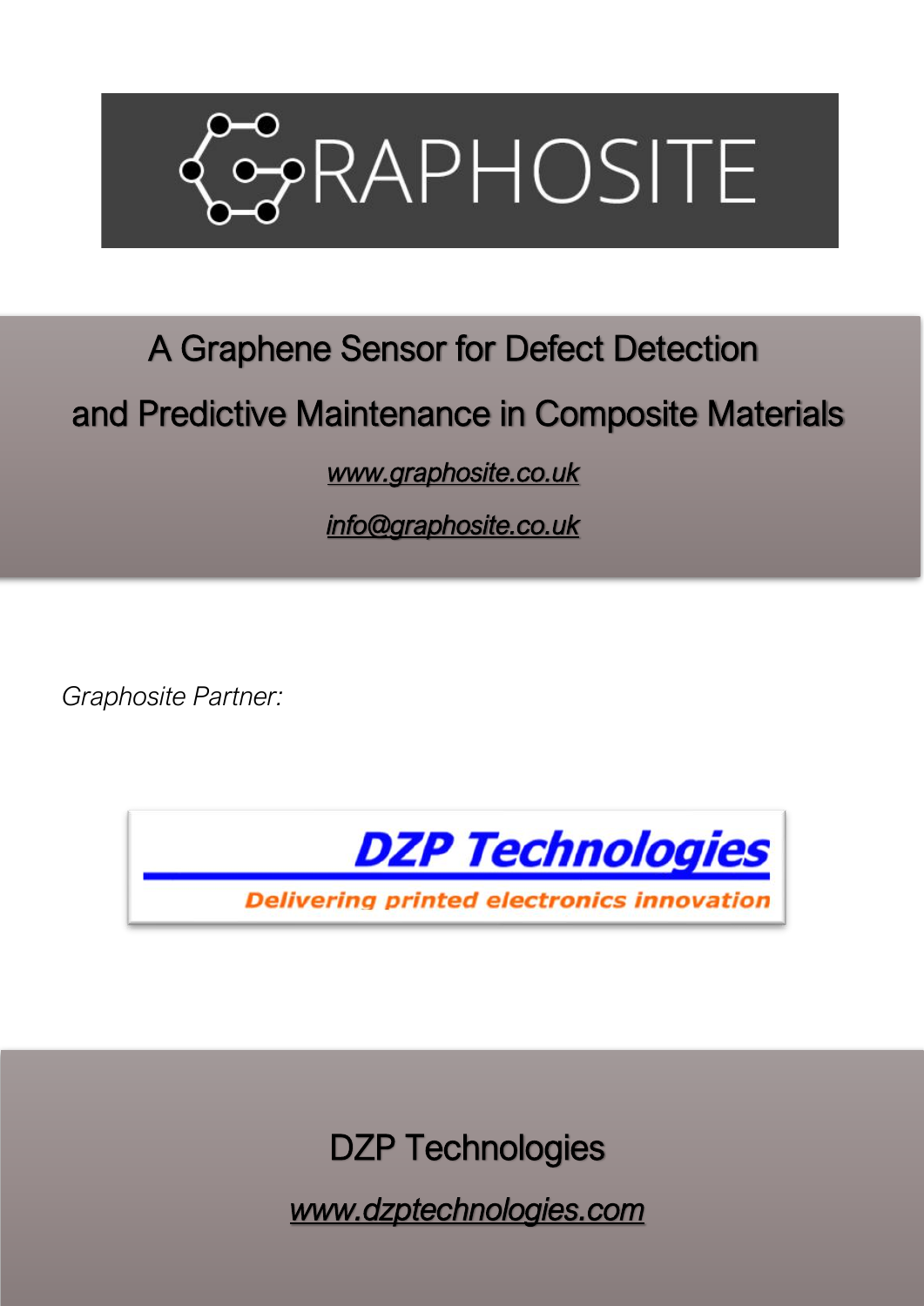# GRAPHOSITE

## A Graphene Sensor for Defect Detection and Predictive Maintenance in Composite Materials

www.graphosite.co.uk

info@graphosite.co.uk

*Graphosite Partner:*

**DZP Technologies**

*Delivering printed electronics innovation*

DZP Technologies

www.dzptechnologies.com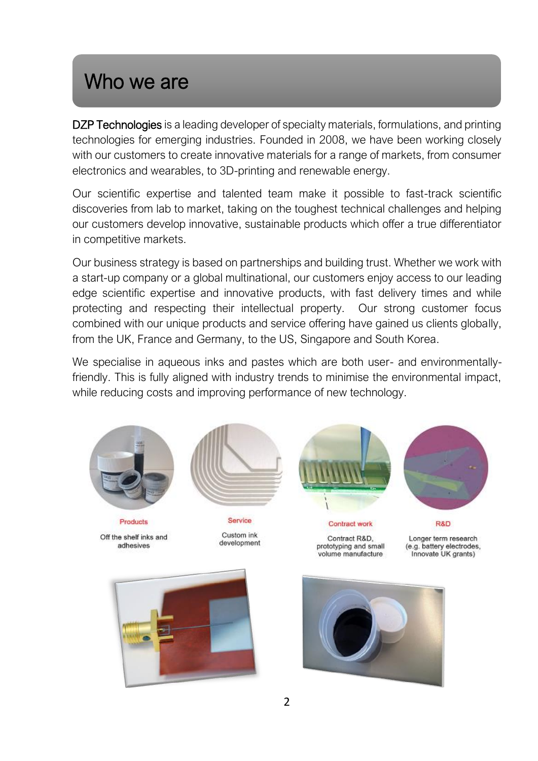# Who we are

DZP Technologies is a leading developer of specialty materials, formulations, and printing technologies for emerging industries. Founded in 2008, we have been working closely with our customers to create innovative materials for a range of markets, from consumer electronics and wearables, to 3D-printing and renewable energy.

Our scientific expertise and talented team make it possible to fast-track scientific discoveries from lab to market, taking on the toughest technical challenges and helping our customers develop innovative, sustainable products which offer a true differentiator in competitive markets.

Our business strategy is based on partnerships and building trust. Whether we work with a start-up company or a global multinational, our customers enjoy access to our leading edge scientific expertise and innovative products, with fast delivery times and while protecting and respecting their intellectual property. Our strong customer focus combined with our unique products and service offering have gained us clients globally, from the UK, France and Germany, to the US, Singapore and South Korea.

We specialise in aqueous inks and pastes which are both user- and environmentally-friendly. This is fully aligned with industry trends to minimise the environmental impact, while reducing costs and improving performance of new technology.

**Products**
Off the shelf inks and adhesives

**Service**
Custom ink development

**Contract work**
Contract R&D, prototyping and small volume manufacture

**R&D**
Longer term research (e.g. battery electrodes, Innovate UK grants)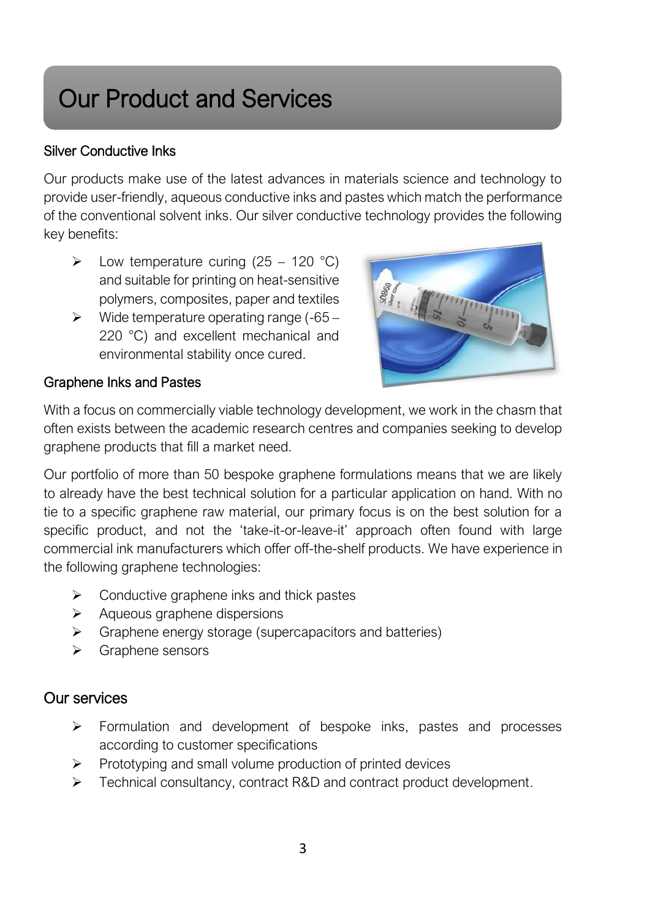# Our Product and Services

### Silver Conductive Inks

Our products make use of the latest advances in materials science and technology to provide user-friendly, aqueous conductive inks and pastes which match the performance of the conventional solvent inks. Our silver conductive technology provides the following key benefits:

- Low temperature curing (25 – 120 °C) and suitable for printing on heat-sensitive polymers, composites, paper and textiles
- Wide temperature operating range (-65 – 220 °C) and excellent mechanical and environmental stability once cured.

### Graphene Inks and Pastes

With a focus on commercially viable technology development, we work in the chasm that often exists between the academic research centres and companies seeking to develop graphene products that fill a market need.

Our portfolio of more than 50 bespoke graphene formulations means that we are likely to already have the best technical solution for a particular application on hand. With no tie to a specific graphene raw material, our primary focus is on the best solution for a specific product, and not the 'take-it-or-leave-it' approach often found with large commercial ink manufacturers which offer off-the-shelf products. We have experience in the following graphene technologies:

- Conductive graphene inks and thick pastes
- Aqueous graphene dispersions
- Graphene energy storage (supercapacitors and batteries)
- Graphene sensors

## Our services

- Formulation and development of bespoke inks, pastes and processes according to customer specifications
- Prototyping and small volume production of printed devices
- Technical consultancy, contract R&D and contract product development.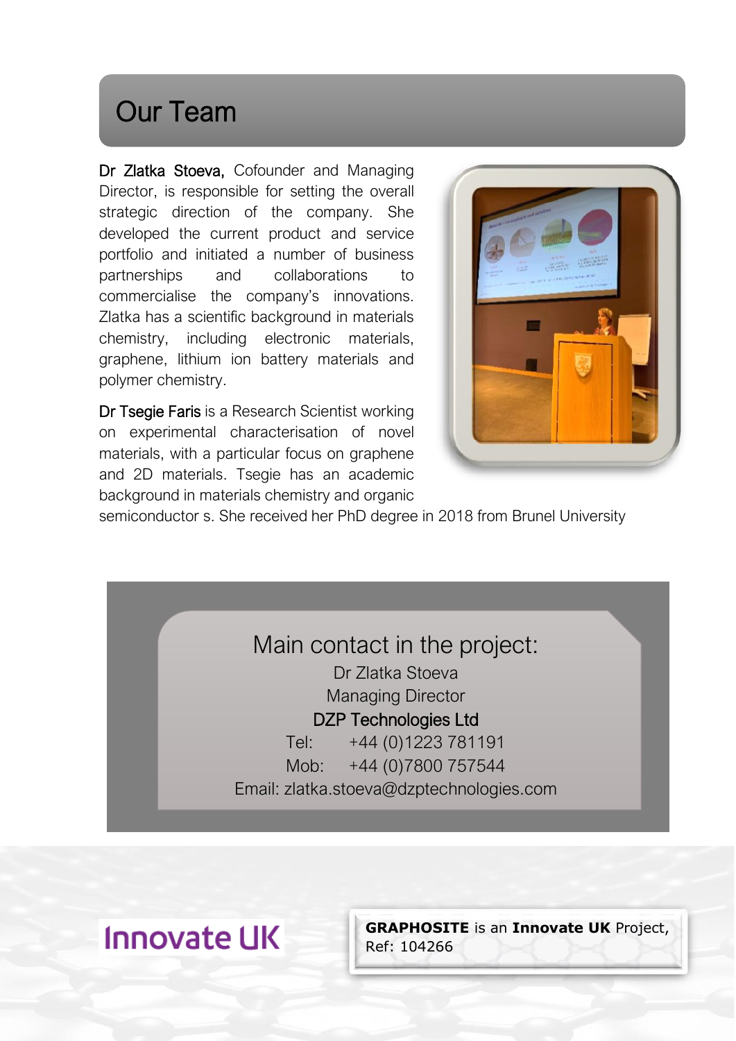## Our Team

Dr Zlatka Stoeva, Cofounder and Managing Director, is responsible for setting the overall strategic direction of the company. She developed the current product and service portfolio and initiated a number of business partnerships and collaborations to commercialise the company's innovations. Zlatka has a scientific background in materials chemistry, including electronic materials, graphene, lithium ion battery materials and polymer chemistry.

Dr Tsegie Faris is a Research Scientist working on experimental characterisation of novel materials, with a particular focus on graphene and 2D materials. Tsegie has an academic background in materials chemistry and organic semiconductor s. She received her PhD degree in 2018 from Brunel University

Main contact in the project:

Dr Zlatka Stoeva

Managing Director

DZP Technologies Ltd

Tel: +44 (0)1223 781191

Mob: +44 (0)7800 757544

Email: zlatka.stoeva@dzptechnologies.com

Innovate UK

**GRAPHOSITE** is an **Innovate UK** Project, Ref: 104266